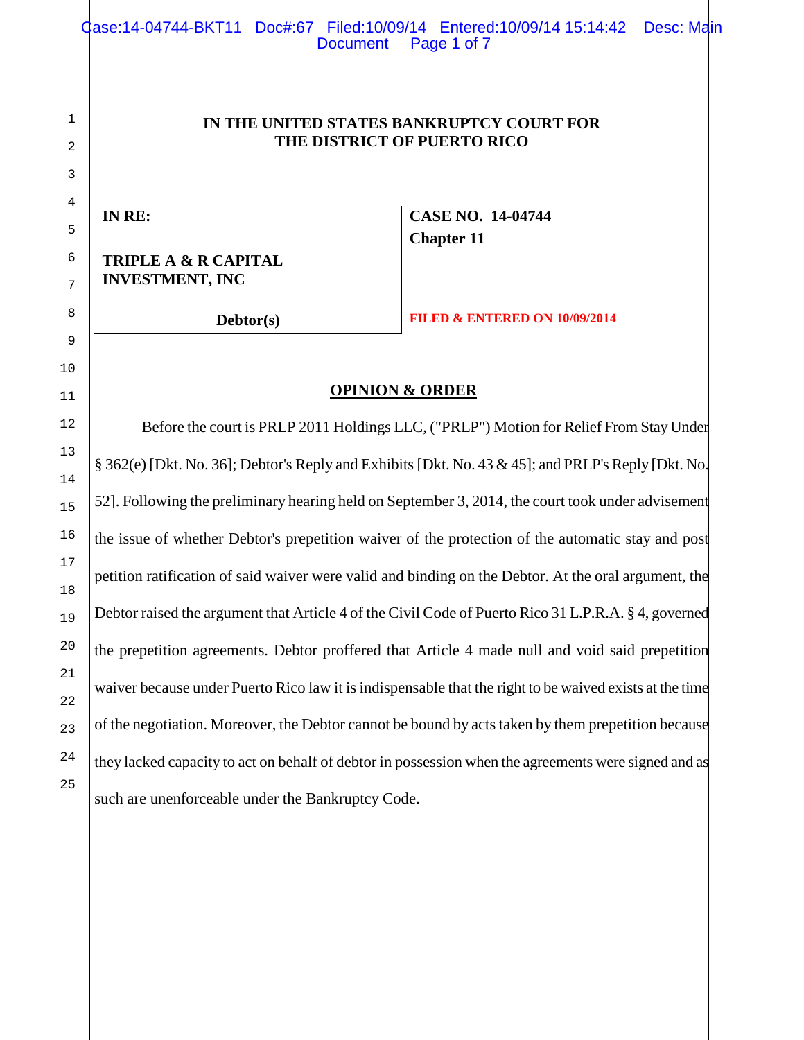**IN THE UNITED STATES BANKRUPTCY COURT FOR THE DISTRICT OF PUERTO RICO**

| | |
|---|---|
| **IN RE:** | **CASE NO. 14-04744** |
| **TRIPLE A & R CAPITAL INVESTMENT, INC** | **Chapter 11** |
| **Debtor(s)** | **FILED & ENTERED ON 10/09/2014** |

## OPINION & ORDER

Before the court is PRLP 2011 Holdings LLC, ("PRLP") Motion for Relief From Stay Under § 362(e) [Dkt. No. 36]; Debtor's Reply and Exhibits [Dkt. No. 43 & 45]; and PRLP's Reply [Dkt. No. 52]. Following the preliminary hearing held on September 3, 2014, the court took under advisement the issue of whether Debtor's prepetition waiver of the protection of the automatic stay and post petition ratification of said waiver were valid and binding on the Debtor. At the oral argument, the Debtor raised the argument that Article 4 of the Civil Code of Puerto Rico 31 L.P.R.A. § 4, governed the prepetition agreements. Debtor proffered that Article 4 made null and void said prepetition waiver because under Puerto Rico law it is indispensable that the right to be waived exists at the time of the negotiation. Moreover, the Debtor cannot be bound by acts taken by them prepetition because they lacked capacity to act on behalf of debtor in possession when the agreements were signed and as such are unenforceable under the Bankruptcy Code.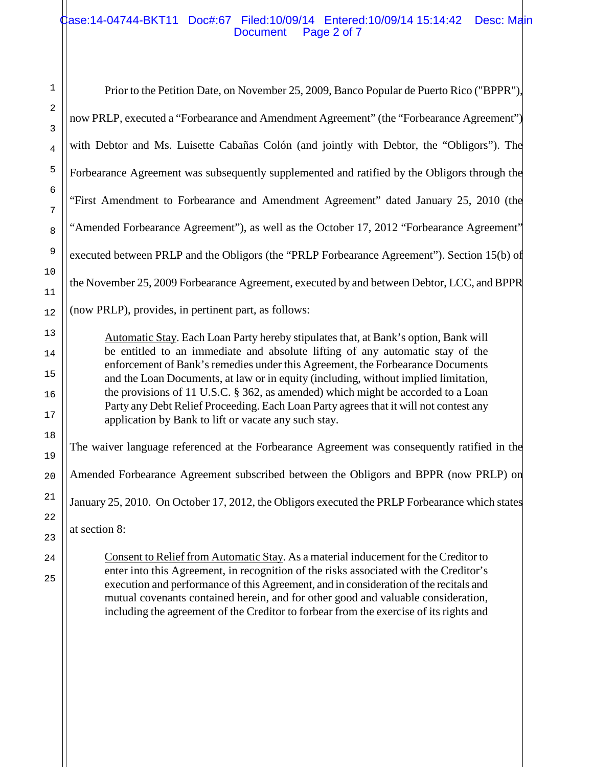Prior to the Petition Date, on November 25, 2009, Banco Popular de Puerto Rico ("BPPR"), now PRLP, executed a "Forbearance and Amendment Agreement" (the "Forbearance Agreement") with Debtor and Ms. Luisette Cabañas Colón (and jointly with Debtor, the "Obligors"). The Forbearance Agreement was subsequently supplemented and ratified by the Obligors through the "First Amendment to Forbearance and Amendment Agreement" dated January 25, 2010 (the "Amended Forbearance Agreement"), as well as the October 17, 2012 "Forbearance Agreement" executed between PRLP and the Obligors (the "PRLP Forbearance Agreement"). Section 15(b) of the November 25, 2009 Forbearance Agreement, executed by and between Debtor, LCC, and BPPR (now PRLP), provides, in pertinent part, as follows:

> Automatic Stay. Each Loan Party hereby stipulates that, at Bank's option, Bank will be entitled to an immediate and absolute lifting of any automatic stay of the enforcement of Bank's remedies under this Agreement, the Forbearance Documents and the Loan Documents, at law or in equity (including, without implied limitation, the provisions of 11 U.S.C. § 362, as amended) which might be accorded to a Loan Party any Debt Relief Proceeding. Each Loan Party agrees that it will not contest any application by Bank to lift or vacate any such stay.

The waiver language referenced at the Forbearance Agreement was consequently ratified in the Amended Forbearance Agreement subscribed between the Obligors and BPPR (now PRLP) on January 25, 2010. On October 17, 2012, the Obligors executed the PRLP Forbearance which states at section 8:

> Consent to Relief from Automatic Stay. As a material inducement for the Creditor to enter into this Agreement, in recognition of the risks associated with the Creditor's execution and performance of this Agreement, and in consideration of the recitals and mutual covenants contained herein, and for other good and valuable consideration, including the agreement of the Creditor to forbear from the exercise of its rights and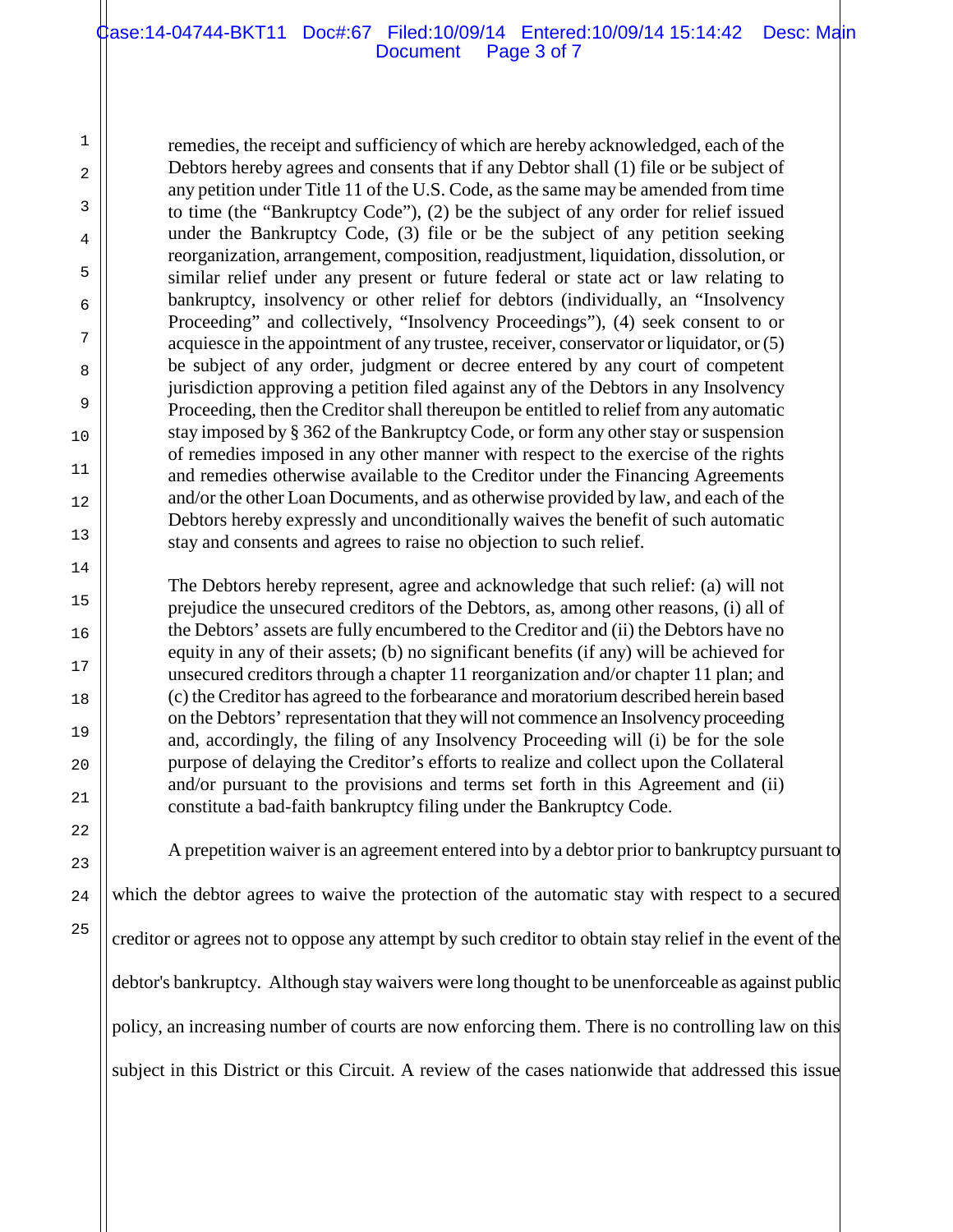> remedies, the receipt and sufficiency of which are hereby acknowledged, each of the Debtors hereby agrees and consents that if any Debtor shall (1) file or be subject of any petition under Title 11 of the U.S. Code, as the same may be amended from time to time (the "Bankruptcy Code"), (2) be the subject of any order for relief issued under the Bankruptcy Code, (3) file or be the subject of any petition seeking reorganization, arrangement, composition, readjustment, liquidation, dissolution, or similar relief under any present or future federal or state act or law relating to bankruptcy, insolvency or other relief for debtors (individually, an "Insolvency Proceeding" and collectively, "Insolvency Proceedings"), (4) seek consent to or acquiesce in the appointment of any trustee, receiver, conservator or liquidator, or (5) be subject of any order, judgment or decree entered by any court of competent jurisdiction approving a petition filed against any of the Debtors in any Insolvency Proceeding, then the Creditor shall thereupon be entitled to relief from any automatic stay imposed by § 362 of the Bankruptcy Code, or form any other stay or suspension of remedies imposed in any other manner with respect to the exercise of the rights and remedies otherwise available to the Creditor under the Financing Agreements and/or the other Loan Documents, and as otherwise provided by law, and each of the Debtors hereby expressly and unconditionally waives the benefit of such automatic stay and consents and agrees to raise no objection to such relief.
>
> The Debtors hereby represent, agree and acknowledge that such relief: (a) will not prejudice the unsecured creditors of the Debtors, as, among other reasons, (i) all of the Debtors' assets are fully encumbered to the Creditor and (ii) the Debtors have no equity in any of their assets; (b) no significant benefits (if any) will be achieved for unsecured creditors through a chapter 11 reorganization and/or chapter 11 plan; and (c) the Creditor has agreed to the forbearance and moratorium described herein based on the Debtors' representation that they will not commence an Insolvency proceeding and, accordingly, the filing of any Insolvency Proceeding will (i) be for the sole purpose of delaying the Creditor's efforts to realize and collect upon the Collateral and/or pursuant to the provisions and terms set forth in this Agreement and (ii) constitute a bad-faith bankruptcy filing under the Bankruptcy Code.

A prepetition waiver is an agreement entered into by a debtor prior to bankruptcy pursuant to which the debtor agrees to waive the protection of the automatic stay with respect to a secured creditor or agrees not to oppose any attempt by such creditor to obtain stay relief in the event of the debtor's bankruptcy. Although stay waivers were long thought to be unenforceable as against public policy, an increasing number of courts are now enforcing them. There is no controlling law on this subject in this District or this Circuit. A review of the cases nationwide that addressed this issue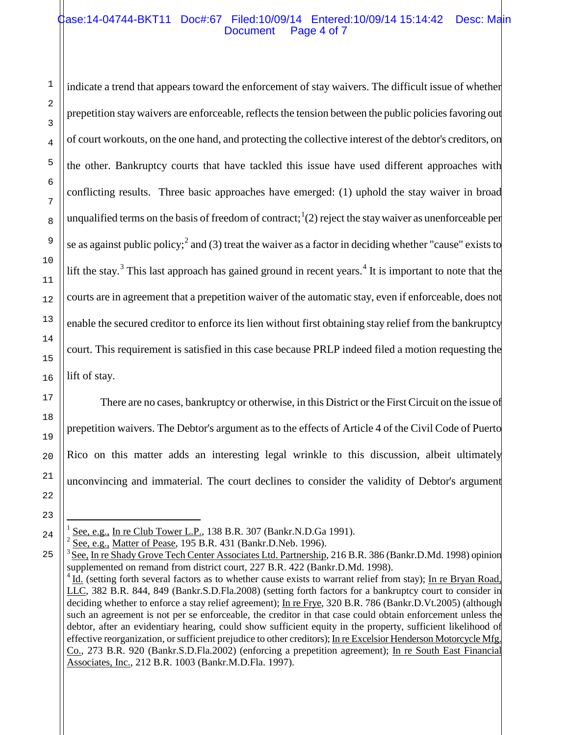indicate a trend that appears toward the enforcement of stay waivers. The difficult issue of whether prepetition stay waivers are enforceable, reflects the tension between the public policies favoring out of court workouts, on the one hand, and protecting the collective interest of the debtor's creditors, on the other. Bankruptcy courts that have tackled this issue have used different approaches with conflicting results. Three basic approaches have emerged: (1) uphold the stay waiver in broad unqualified terms on the basis of freedom of contract;[1](2) reject the stay waiver as unenforceable per se as against public policy;[2] and (3) treat the waiver as a factor in deciding whether "cause" exists to lift the stay.[3] This last approach has gained ground in recent years.[4] It is important to note that the courts are in agreement that a prepetition waiver of the automatic stay, even if enforceable, does not enable the secured creditor to enforce its lien without first obtaining stay relief from the bankruptcy court. This requirement is satisfied in this case because PRLP indeed filed a motion requesting the lift of stay.

There are no cases, bankruptcy or otherwise, in this District or the First Circuit on the issue of prepetition waivers. The Debtor's argument as to the effects of Article 4 of the Civil Code of Puerto Rico on this matter adds an interesting legal wrinkle to this discussion, albeit ultimately unconvincing and immaterial. The court declines to consider the validity of Debtor's argument

---

[1] See, e.g., In re Club Tower L.P., 138 B.R. 307 (Bankr.N.D.Ga 1991).

[2] See, e.g., Matter of Pease, 195 B.R. 431 (Bankr.D.Neb. 1996).

[3] See, In re Shady Grove Tech Center Associates Ltd. Partnership, 216 B.R. 386 (Bankr.D.Md. 1998) opinion supplemented on remand from district court, 227 B.R. 422 (Bankr.D.Md. 1998).

[4] Id. (setting forth several factors as to whether cause exists to warrant relief from stay); In re Bryan Road, LLC, 382 B.R. 844, 849 (Bankr.S.D.Fla.2008) (setting forth factors for a bankruptcy court to consider in deciding whether to enforce a stay relief agreement); In re Frye, 320 B.R. 786 (Bankr.D.Vt.2005) (although such an agreement is not per se enforceable, the creditor in that case could obtain enforcement unless the debtor, after an evidentiary hearing, could show sufficient equity in the property, sufficient likelihood of effective reorganization, or sufficient prejudice to other creditors); In re Excelsior Henderson Motorcycle Mfg. Co., 273 B.R. 920 (Bankr.S.D.Fla.2002) (enforcing a prepetition agreement); In re South East Financial Associates, Inc., 212 B.R. 1003 (Bankr.M.D.Fla. 1997).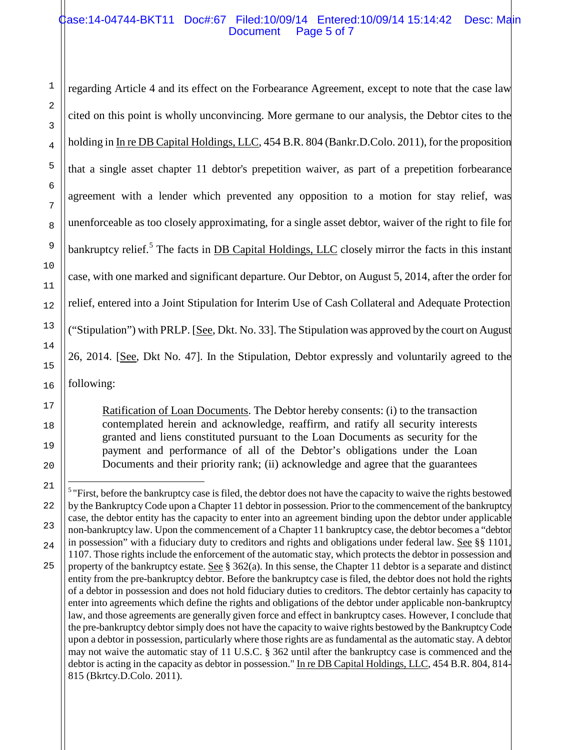regarding Article 4 and its effect on the Forbearance Agreement, except to note that the case law cited on this point is wholly unconvincing. More germane to our analysis, the Debtor cites to the holding in In re DB Capital Holdings, LLC, 454 B.R. 804 (Bankr.D.Colo. 2011), for the proposition that a single asset chapter 11 debtor's prepetition waiver, as part of a prepetition forbearance agreement with a lender which prevented any opposition to a motion for stay relief, was unenforceable as too closely approximating, for a single asset debtor, waiver of the right to file for bankruptcy relief.[5] The facts in DB Capital Holdings, LLC closely mirror the facts in this instant case, with one marked and significant departure. Our Debtor, on August 5, 2014, after the order for relief, entered into a Joint Stipulation for Interim Use of Cash Collateral and Adequate Protection ("Stipulation") with PRLP. [See, Dkt. No. 33]. The Stipulation was approved by the court on August 26, 2014. [See, Dkt No. 47]. In the Stipulation, Debtor expressly and voluntarily agreed to the following:

> Ratification of Loan Documents. The Debtor hereby consents: (i) to the transaction contemplated herein and acknowledge, reaffirm, and ratify all security interests granted and liens constituted pursuant to the Loan Documents as security for the payment and performance of all of the Debtor's obligations under the Loan Documents and their priority rank; (ii) acknowledge and agree that the guarantees

---

[5] "First, before the bankruptcy case is filed, the debtor does not have the capacity to waive the rights bestowed by the Bankruptcy Code upon a Chapter 11 debtor in possession. Prior to the commencement of the bankruptcy case, the debtor entity has the capacity to enter into an agreement binding upon the debtor under applicable non-bankruptcy law. Upon the commencement of a Chapter 11 bankruptcy case, the debtor becomes a "debtor in possession" with a fiduciary duty to creditors and rights and obligations under federal law. See §§ 1101, 1107. Those rights include the enforcement of the automatic stay, which protects the debtor in possession and property of the bankruptcy estate. See § 362(a). In this sense, the Chapter 11 debtor is a separate and distinct entity from the pre-bankruptcy debtor. Before the bankruptcy case is filed, the debtor does not hold the rights of a debtor in possession and does not hold fiduciary duties to creditors. The debtor certainly has capacity to enter into agreements which define the rights and obligations of the debtor under applicable non-bankruptcy law, and those agreements are generally given force and effect in bankruptcy cases. However, I conclude that the pre-bankruptcy debtor simply does not have the capacity to waive rights bestowed by the Bankruptcy Code upon a debtor in possession, particularly where those rights are as fundamental as the automatic stay. A debtor may not waive the automatic stay of 11 U.S.C. § 362 until after the bankruptcy case is commenced and the debtor is acting in the capacity as debtor in possession." In re DB Capital Holdings, LLC, 454 B.R. 804, 814-815 (Bkrtcy.D.Colo. 2011).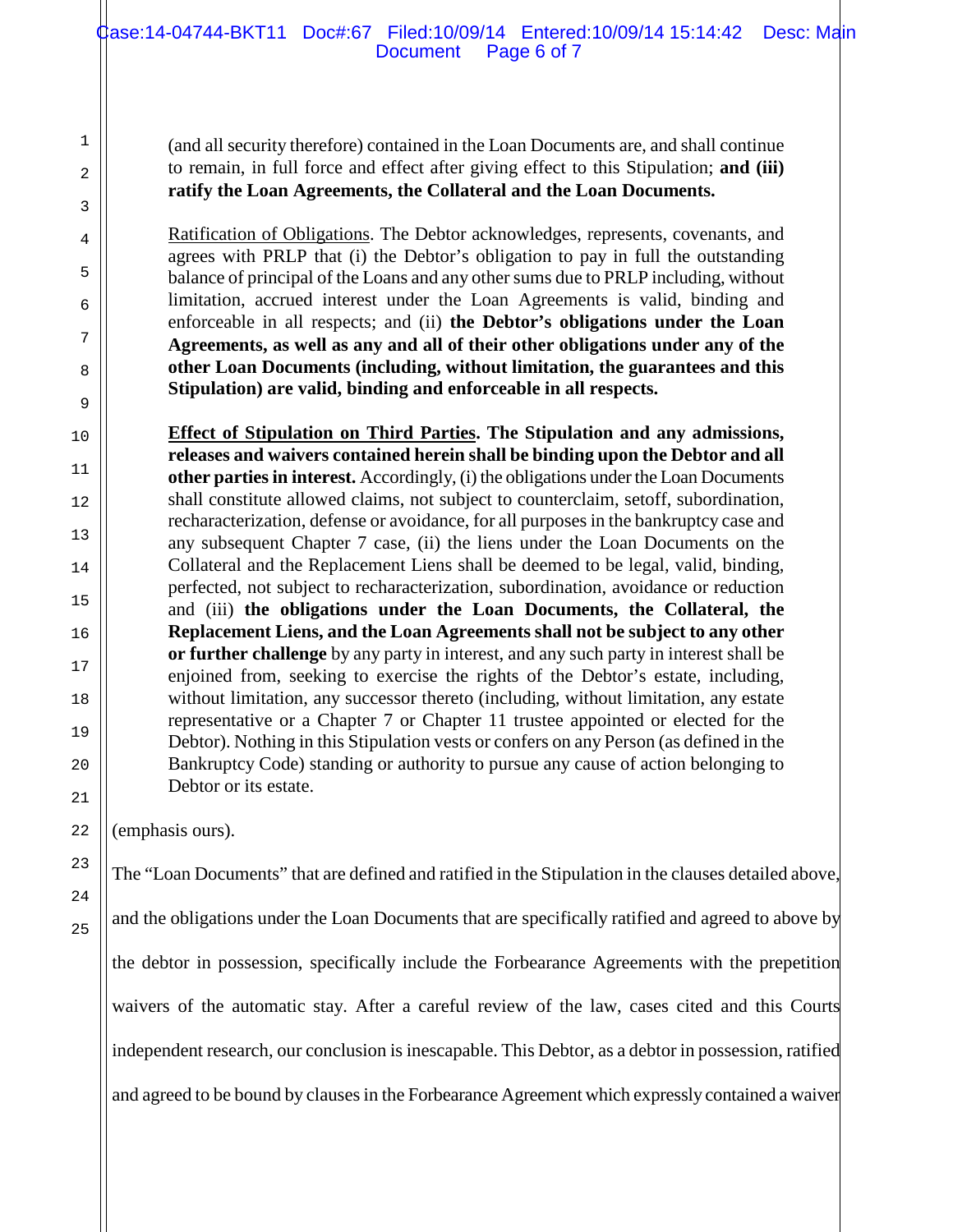(and all security therefore) contained in the Loan Documents are, and shall continue to remain, in full force and effect after giving effect to this Stipulation; **and (iii) ratify the Loan Agreements, the Collateral and the Loan Documents.**

Ratification of Obligations. The Debtor acknowledges, represents, covenants, and agrees with PRLP that (i) the Debtor's obligation to pay in full the outstanding balance of principal of the Loans and any other sums due to PRLP including, without limitation, accrued interest under the Loan Agreements is valid, binding and enforceable in all respects; and (ii) **the Debtor's obligations under the Loan Agreements, as well as any and all of their other obligations under any of the other Loan Documents (including, without limitation, the guarantees and this Stipulation) are valid, binding and enforceable in all respects.**

**Effect of Stipulation on Third Parties. The Stipulation and any admissions, releases and waivers contained herein shall be binding upon the Debtor and all other parties in interest.** Accordingly, (i) the obligations under the Loan Documents shall constitute allowed claims, not subject to counterclaim, setoff, subordination, recharacterization, defense or avoidance, for all purposes in the bankruptcy case and any subsequent Chapter 7 case, (ii) the liens under the Loan Documents on the Collateral and the Replacement Liens shall be deemed to be legal, valid, binding, perfected, not subject to recharacterization, subordination, avoidance or reduction and (iii) **the obligations under the Loan Documents, the Collateral, the Replacement Liens, and the Loan Agreements shall not be subject to any other or further challenge** by any party in interest, and any such party in interest shall be enjoined from, seeking to exercise the rights of the Debtor's estate, including, without limitation, any successor thereto (including, without limitation, any estate representative or a Chapter 7 or Chapter 11 trustee appointed or elected for the Debtor). Nothing in this Stipulation vests or confers on any Person (as defined in the Bankruptcy Code) standing or authority to pursue any cause of action belonging to Debtor or its estate.

(emphasis ours).

The "Loan Documents" that are defined and ratified in the Stipulation in the clauses detailed above, and the obligations under the Loan Documents that are specifically ratified and agreed to above by the debtor in possession, specifically include the Forbearance Agreements with the prepetition waivers of the automatic stay. After a careful review of the law, cases cited and this Courts independent research, our conclusion is inescapable. This Debtor, as a debtor in possession, ratified and agreed to be bound by clauses in the Forbearance Agreement which expressly contained a waiver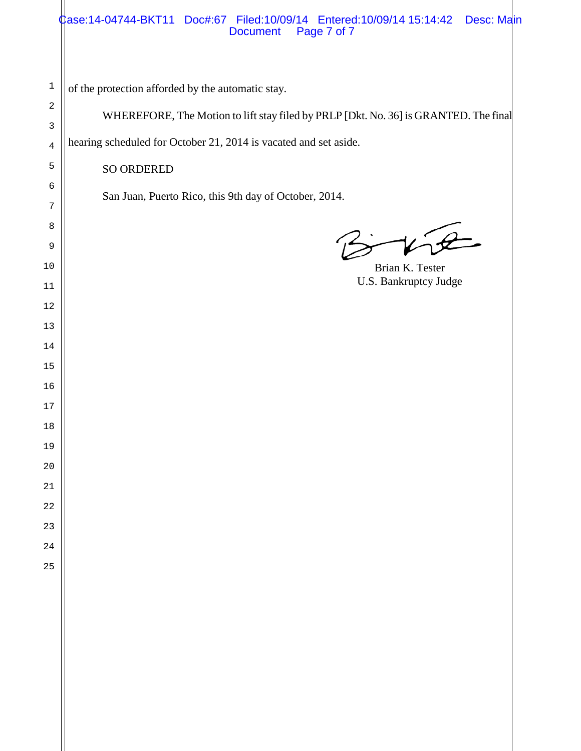of the protection afforded by the automatic stay.

WHEREFORE, The Motion to lift stay filed by PRLP [Dkt. No. 36] is GRANTED. The final hearing scheduled for October 21, 2014 is vacated and set aside.

SO ORDERED

San Juan, Puerto Rico, this 9th day of October, 2014.

Brian K. Tester
U.S. Bankruptcy Judge